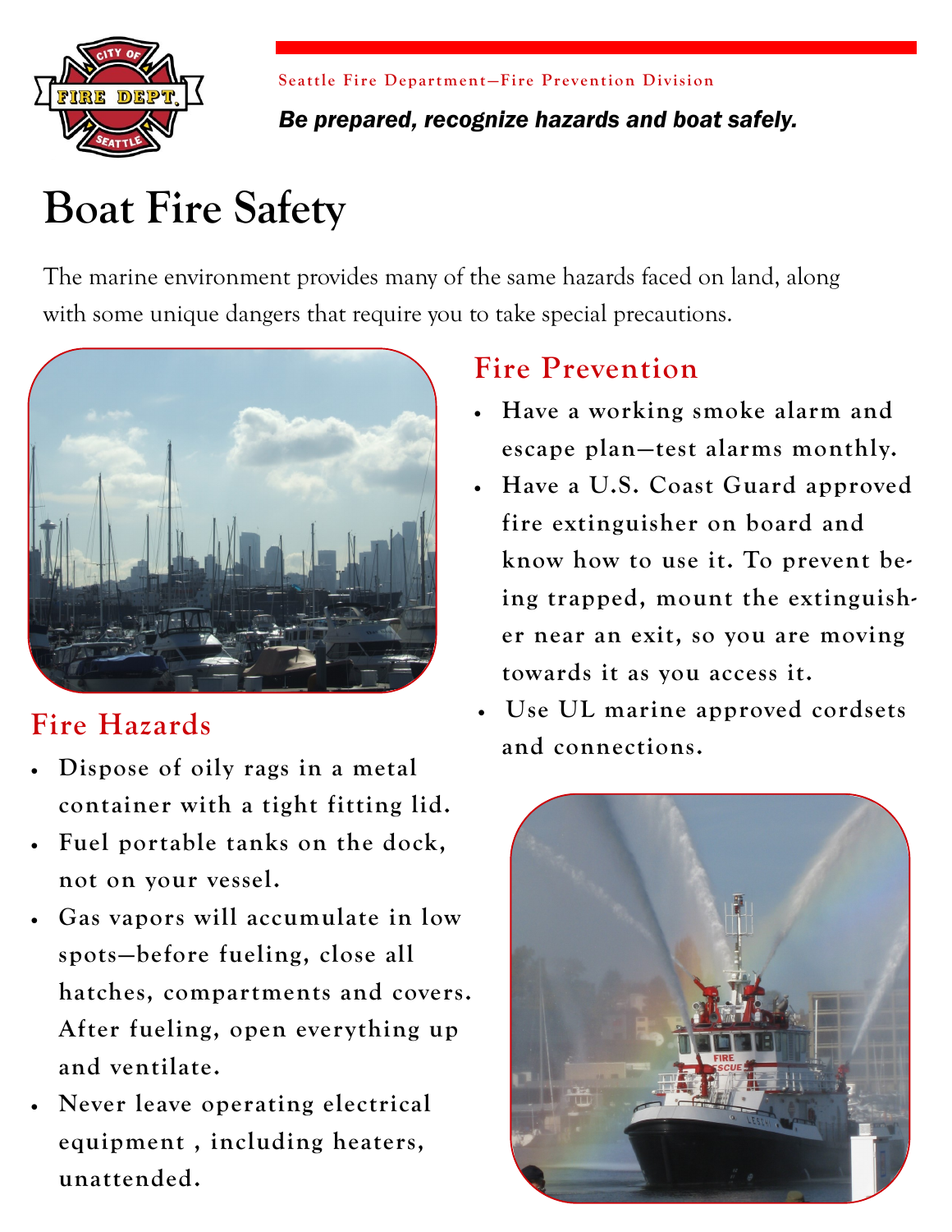Seattle Fire Department—Fire Prevention Division

***Be prepared, recognize hazards and boat safely.***

# Boat Fire Safety

The marine environment provides many of the same hazards faced on land, along with some unique dangers that require you to take special precautions.

## Fire Prevention

- **Have a working smoke alarm and escape plan—test alarms monthly.**
- **Have a U.S. Coast Guard approved fire extinguisher on board and know how to use it. To prevent being trapped, mount the extinguisher near an exit, so you are moving towards it as you access it.**
- **Use UL marine approved cordsets and connections.**

## Fire Hazards

- **Dispose of oily rags in a metal container with a tight fitting lid.**
- **Fuel portable tanks on the dock, not on your vessel.**
- **Gas vapors will accumulate in low spots—before fueling, close all hatches, compartments and covers. After fueling, open everything up and ventilate.**
- **Never leave operating electrical equipment , including heaters, unattended.**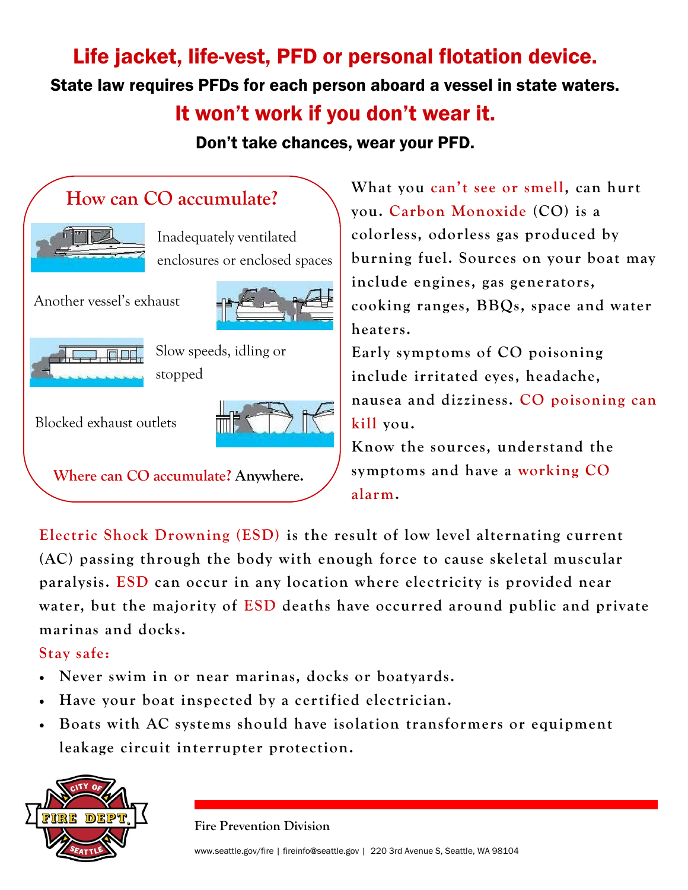# Life jacket, life-vest, PFD or personal flotation device.

**State law requires PFDs for each person aboard a vessel in state waters.**

## It won't work if you don't wear it.

**Don't take chances, wear your PFD.**

## How can CO accumulate?

Inadequately ventilated enclosures or enclosed spaces

Another vessel's exhaust

Slow speeds, idling or stopped

Blocked exhaust outlets

**Where can CO accumulate? Anywhere.**

What you can't see or smell, can hurt you. Carbon Monoxide (CO) is a colorless, odorless gas produced by burning fuel. Sources on your boat may include engines, gas generators, cooking ranges, BBQs, space and water heaters.

Early symptoms of CO poisoning include irritated eyes, headache, nausea and dizziness. CO poisoning can kill you.

Know the sources, understand the symptoms and have a working CO alarm.

Electric Shock Drowning (ESD) is the result of low level alternating current (AC) passing through the body with enough force to cause skeletal muscular paralysis. ESD can occur in any location where electricity is provided near water, but the majority of ESD deaths have occurred around public and private marinas and docks.

Stay safe:

- Never swim in or near marinas, docks or boatyards.
- Have your boat inspected by a certified electrician.
- Boats with AC systems should have isolation transformers or equipment leakage circuit interrupter protection.

CITY OF FIRE DEPT. SEATTLE

Fire Prevention Division

www.seattle.gov/fire | fireinfo@seattle.gov | 220 3rd Avenue S, Seattle, WA 98104